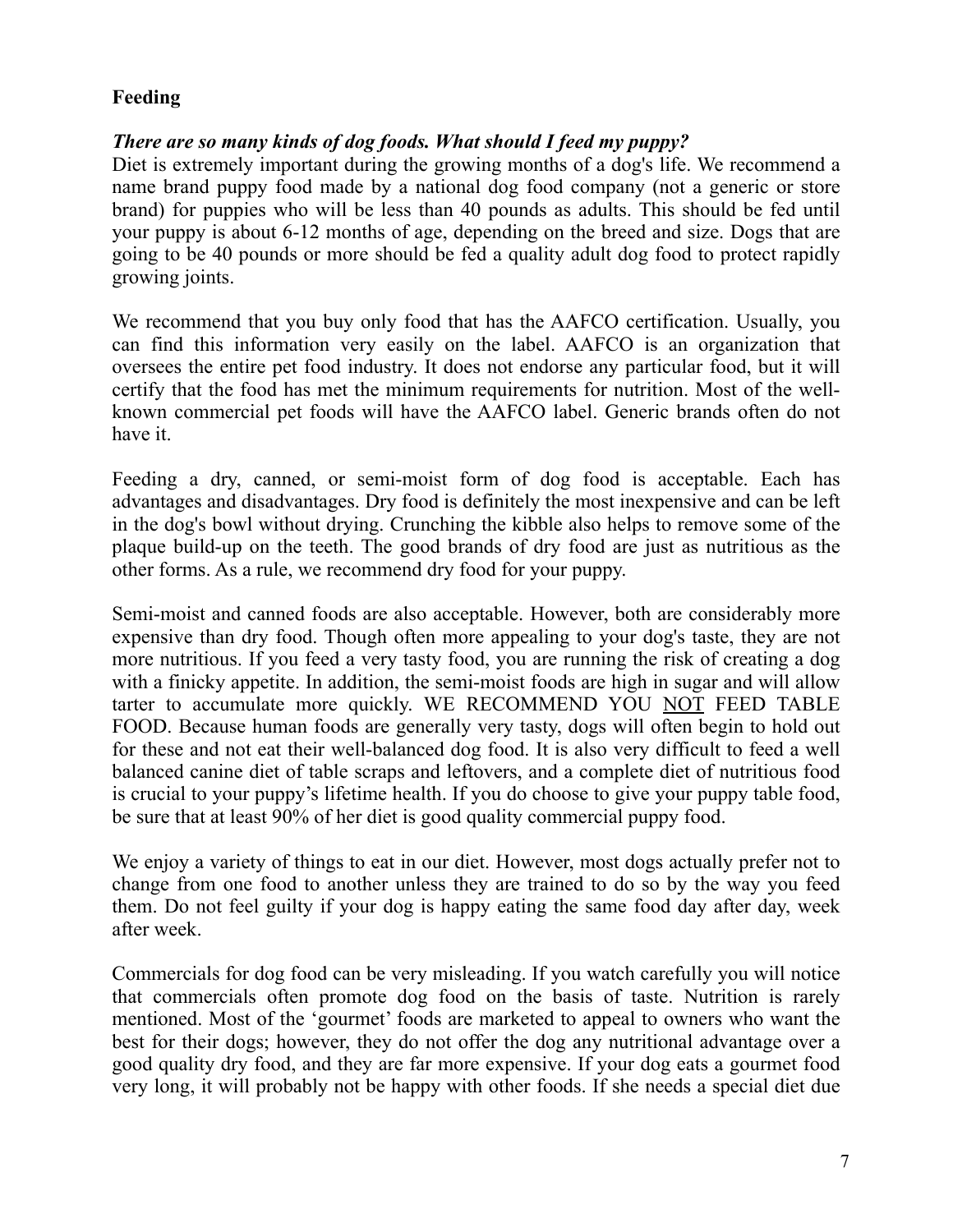**Feeding**

***There are so many kinds of dog foods. What should I feed my puppy?***
Diet is extremely important during the growing months of a dog's life. We recommend a name brand puppy food made by a national dog food company (not a generic or store brand) for puppies who will be less than 40 pounds as adults. This should be fed until your puppy is about 6-12 months of age, depending on the breed and size. Dogs that are going to be 40 pounds or more should be fed a quality adult dog food to protect rapidly growing joints.

We recommend that you buy only food that has the AAFCO certification. Usually, you can find this information very easily on the label. AAFCO is an organization that oversees the entire pet food industry. It does not endorse any particular food, but it will certify that the food has met the minimum requirements for nutrition. Most of the well-known commercial pet foods will have the AAFCO label. Generic brands often do not have it.

Feeding a dry, canned, or semi-moist form of dog food is acceptable. Each has advantages and disadvantages. Dry food is definitely the most inexpensive and can be left in the dog's bowl without drying. Crunching the kibble also helps to remove some of the plaque build-up on the teeth. The good brands of dry food are just as nutritious as the other forms. As a rule, we recommend dry food for your puppy.

Semi-moist and canned foods are also acceptable. However, both are considerably more expensive than dry food. Though often more appealing to your dog's taste, they are not more nutritious. If you feed a very tasty food, you are running the risk of creating a dog with a finicky appetite. In addition, the semi-moist foods are high in sugar and will allow tarter to accumulate more quickly. WE RECOMMEND YOU <u>NOT</u> FEED TABLE FOOD. Because human foods are generally very tasty, dogs will often begin to hold out for these and not eat their well-balanced dog food. It is also very difficult to feed a well balanced canine diet of table scraps and leftovers, and a complete diet of nutritious food is crucial to your puppy's lifetime health. If you do choose to give your puppy table food, be sure that at least 90% of her diet is good quality commercial puppy food.

We enjoy a variety of things to eat in our diet. However, most dogs actually prefer not to change from one food to another unless they are trained to do so by the way you feed them. Do not feel guilty if your dog is happy eating the same food day after day, week after week.

Commercials for dog food can be very misleading. If you watch carefully you will notice that commercials often promote dog food on the basis of taste. Nutrition is rarely mentioned. Most of the 'gourmet' foods are marketed to appeal to owners who want the best for their dogs; however, they do not offer the dog any nutritional advantage over a good quality dry food, and they are far more expensive. If your dog eats a gourmet food very long, it will probably not be happy with other foods. If she needs a special diet due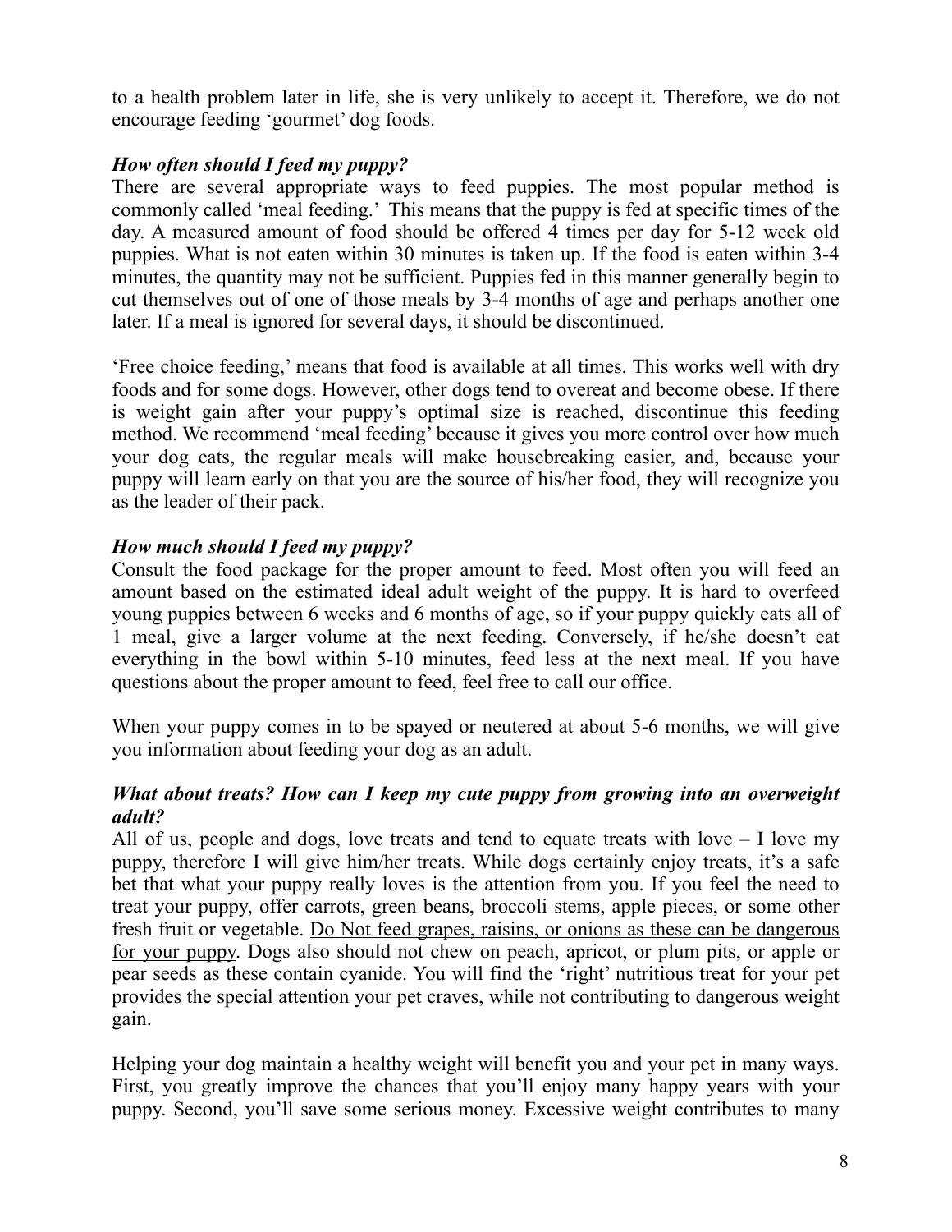to a health problem later in life, she is very unlikely to accept it. Therefore, we do not encourage feeding 'gourmet' dog foods.

***How often should I feed my puppy?***

There are several appropriate ways to feed puppies. The most popular method is commonly called 'meal feeding.' This means that the puppy is fed at specific times of the day. A measured amount of food should be offered 4 times per day for 5-12 week old puppies. What is not eaten within 30 minutes is taken up. If the food is eaten within 3-4 minutes, the quantity may not be sufficient. Puppies fed in this manner generally begin to cut themselves out of one of those meals by 3-4 months of age and perhaps another one later. If a meal is ignored for several days, it should be discontinued.

'Free choice feeding,' means that food is available at all times. This works well with dry foods and for some dogs. However, other dogs tend to overeat and become obese. If there is weight gain after your puppy's optimal size is reached, discontinue this feeding method. We recommend 'meal feeding' because it gives you more control over how much your dog eats, the regular meals will make housebreaking easier, and, because your puppy will learn early on that you are the source of his/her food, they will recognize you as the leader of their pack.

***How much should I feed my puppy?***

Consult the food package for the proper amount to feed. Most often you will feed an amount based on the estimated ideal adult weight of the puppy. It is hard to overfeed young puppies between 6 weeks and 6 months of age, so if your puppy quickly eats all of 1 meal, give a larger volume at the next feeding. Conversely, if he/she doesn't eat everything in the bowl within 5-10 minutes, feed less at the next meal. If you have questions about the proper amount to feed, feel free to call our office.

When your puppy comes in to be spayed or neutered at about 5-6 months, we will give you information about feeding your dog as an adult.

***What about treats? How can I keep my cute puppy from growing into an overweight adult?***

All of us, people and dogs, love treats and tend to equate treats with love – I love my puppy, therefore I will give him/her treats. While dogs certainly enjoy treats, it's a safe bet that what your puppy really loves is the attention from you. If you feel the need to treat your puppy, offer carrots, green beans, broccoli stems, apple pieces, or some other fresh fruit or vegetable. <u>Do Not feed grapes, raisins, or onions as these can be dangerous for your puppy</u>. Dogs also should not chew on peach, apricot, or plum pits, or apple or pear seeds as these contain cyanide. You will find the 'right' nutritious treat for your pet provides the special attention your pet craves, while not contributing to dangerous weight gain.

Helping your dog maintain a healthy weight will benefit you and your pet in many ways. First, you greatly improve the chances that you'll enjoy many happy years with your puppy. Second, you'll save some serious money. Excessive weight contributes to many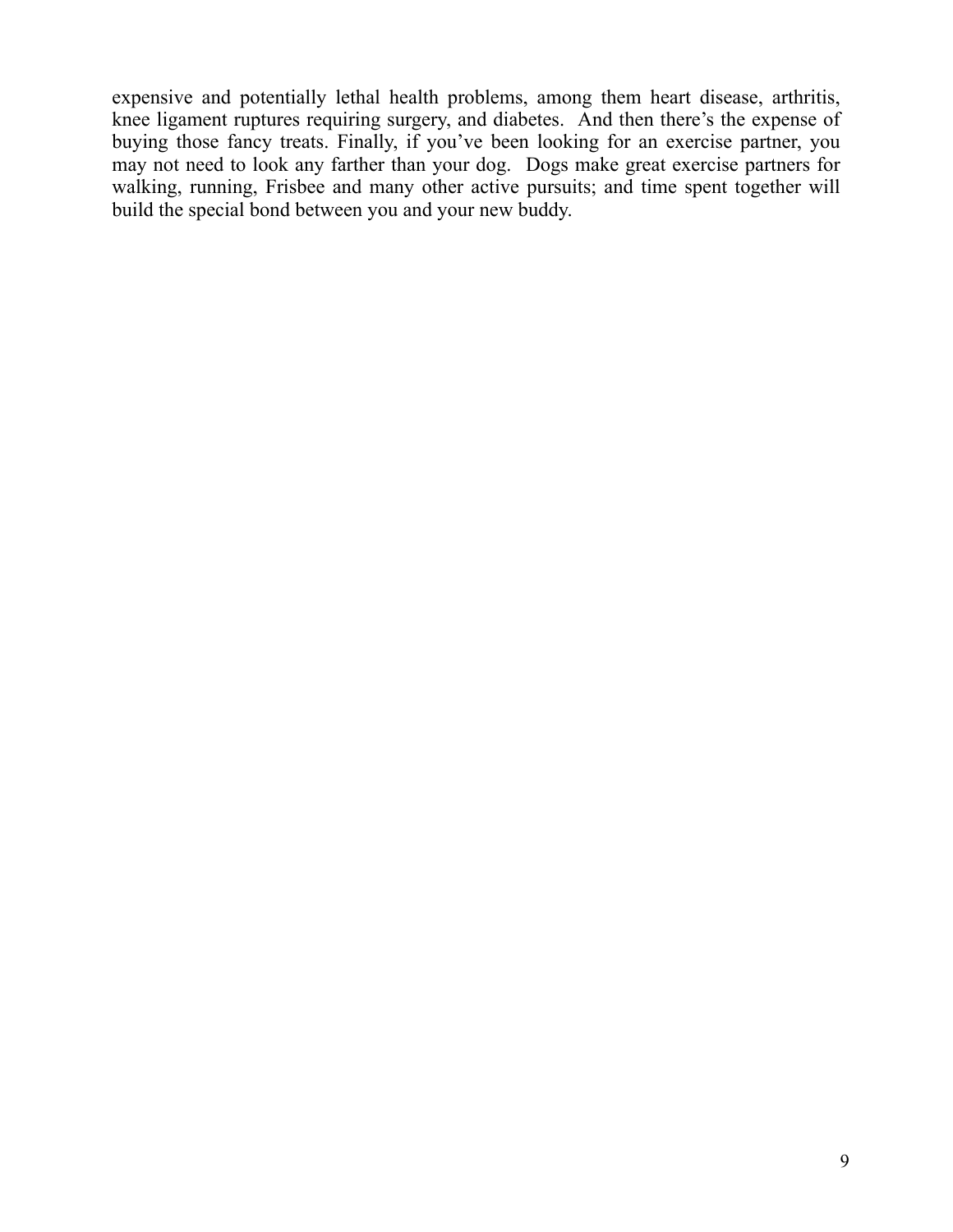expensive and potentially lethal health problems, among them heart disease, arthritis, knee ligament ruptures requiring surgery, and diabetes. And then there's the expense of buying those fancy treats. Finally, if you've been looking for an exercise partner, you may not need to look any farther than your dog. Dogs make great exercise partners for walking, running, Frisbee and many other active pursuits; and time spent together will build the special bond between you and your new buddy.